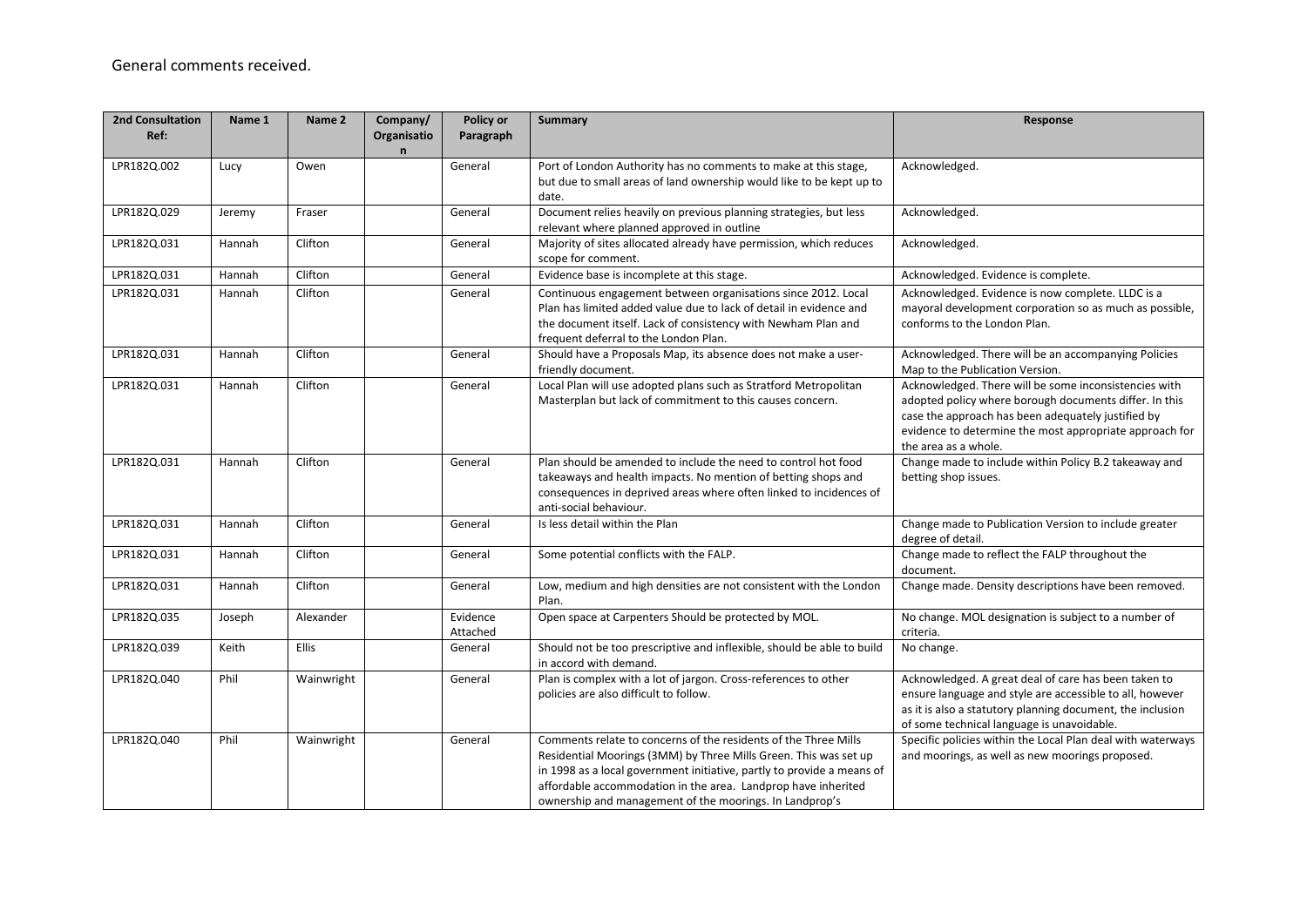General comments received.

| 2nd Consultation Ref: | Name 1 | Name 2 | Company/ Organisation | Policy or Paragraph | Summary | Response |
|---|---|---|---|---|---|---|
| LPR182Q.002 | Lucy | Owen | | General | Port of London Authority has no comments to make at this stage, but due to small areas of land ownership would like to be kept up to date. | Acknowledged. |
| LPR182Q.029 | Jeremy | Fraser | | General | Document relies heavily on previous planning strategies, but less relevant where planned approved in outline | Acknowledged. |
| LPR182Q.031 | Hannah | Clifton | | General | Majority of sites allocated already have permission, which reduces scope for comment. | Acknowledged. |
| LPR182Q.031 | Hannah | Clifton | | General | Evidence base is incomplete at this stage. | Acknowledged. Evidence is complete. |
| LPR182Q.031 | Hannah | Clifton | | General | Continuous engagement between organisations since 2012. Local Plan has limited added value due to lack of detail in evidence and the document itself. Lack of consistency with Newham Plan and frequent deferral to the London Plan. | Acknowledged. Evidence is now complete. LLDC is a mayoral development corporation so as much as possible, conforms to the London Plan. |
| LPR182Q.031 | Hannah | Clifton | | General | Should have a Proposals Map, its absence does not make a user-friendly document. | Acknowledged. There will be an accompanying Policies Map to the Publication Version. |
| LPR182Q.031 | Hannah | Clifton | | General | Local Plan will use adopted plans such as Stratford Metropolitan Masterplan but lack of commitment to this causes concern. | Acknowledged. There will be some inconsistencies with adopted policy where borough documents differ. In this case the approach has been adequately justified by evidence to determine the most appropriate approach for the area as a whole. |
| LPR182Q.031 | Hannah | Clifton | | General | Plan should be amended to include the need to control hot food takeaways and health impacts. No mention of betting shops and consequences in deprived areas where often linked to incidences of anti-social behaviour. | Change made to include within Policy B.2 takeaway and betting shop issues. |
| LPR182Q.031 | Hannah | Clifton | | General | Is less detail within the Plan | Change made to Publication Version to include greater degree of detail. |
| LPR182Q.031 | Hannah | Clifton | | General | Some potential conflicts with the FALP. | Change made to reflect the FALP throughout the document. |
| LPR182Q.031 | Hannah | Clifton | | General | Low, medium and high densities are not consistent with the London Plan. | Change made. Density descriptions have been removed. |
| LPR182Q.035 | Joseph | Alexander | | Evidence Attached | Open space at Carpenters Should be protected by MOL. | No change. MOL designation is subject to a number of criteria. |
| LPR182Q.039 | Keith | Ellis | | General | Should not be too prescriptive and inflexible, should be able to build in accord with demand. | No change. |
| LPR182Q.040 | Phil | Wainwright | | General | Plan is complex with a lot of jargon. Cross-references to other policies are also difficult to follow. | Acknowledged. A great deal of care has been taken to ensure language and style are accessible to all, however as it is also a statutory planning document, the inclusion of some technical language is unavoidable. |
| LPR182Q.040 | Phil | Wainwright | | General | Comments relate to concerns of the residents of the Three Mills Residential Moorings (3MM) by Three Mills Green. This was set up in 1998 as a local government initiative, partly to provide a means of affordable accommodation in the area. Landprop have inherited ownership and management of the moorings. In Landprop's | Specific policies within the Local Plan deal with waterways and moorings, as well as new moorings proposed. |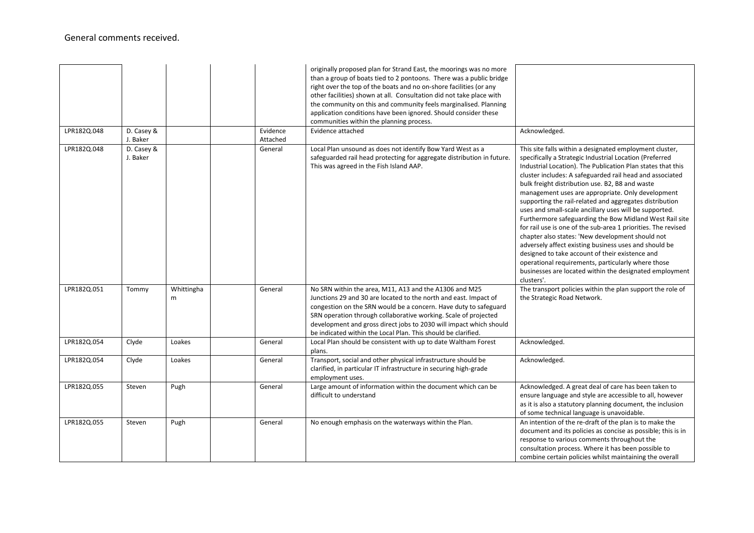General comments received.

| | | | | | | |
|---|---|---|---|---|---|---|
| | | | | | originally proposed plan for Strand East, the moorings was no more than a group of boats tied to 2 pontoons. There was a public bridge right over the top of the boats and no on-shore facilities (or any other facilities) shown at all. Consultation did not take place with the community on this and community feels marginalised. Planning application conditions have been ignored. Should consider these communities within the planning process. | |
| LPR182Q.048 | D. Casey & J. Baker | | | Evidence Attached | Evidence attached | Acknowledged. |
| LPR182Q.048 | D. Casey & J. Baker | | | General | Local Plan unsound as does not identify Bow Yard West as a safeguarded rail head protecting for aggregate distribution in future. This was agreed in the Fish Island AAP. | This site falls within a designated employment cluster, specifically a Strategic Industrial Location (Preferred Industrial Location). The Publication Plan states that this cluster includes: A safeguarded rail head and associated bulk freight distribution use. B2, B8 and waste management uses are appropriate. Only development supporting the rail-related and aggregates distribution uses and small-scale ancillary uses will be supported. Furthermore safeguarding the Bow Midland West Rail site for rail use is one of the sub-area 1 priorities. The revised chapter also states: 'New development should not adversely affect existing business uses and should be designed to take account of their existence and operational requirements, particularly where those businesses are located within the designated employment clusters'. |
| LPR182Q.051 | Tommy | Whittingham | | General | No SRN within the area, M11, A13 and the A1306 and M25 Junctions 29 and 30 are located to the north and east. Impact of congestion on the SRN would be a concern. Have duty to safeguard SRN operation through collaborative working. Scale of projected development and gross direct jobs to 2030 will impact which should be indicated within the Local Plan. This should be clarified. | The transport policies within the plan support the role of the Strategic Road Network. |
| LPR182Q.054 | Clyde | Loakes | | General | Local Plan should be consistent with up to date Waltham Forest plans. | Acknowledged. |
| LPR182Q.054 | Clyde | Loakes | | General | Transport, social and other physical infrastructure should be clarified, in particular IT infrastructure in securing high-grade employment uses. | Acknowledged. |
| LPR182Q.055 | Steven | Pugh | | General | Large amount of information within the document which can be difficult to understand | Acknowledged. A great deal of care has been taken to ensure language and style are accessible to all, however as it is also a statutory planning document, the inclusion of some technical language is unavoidable. |
| LPR182Q.055 | Steven | Pugh | | General | No enough emphasis on the waterways within the Plan. | An intention of the re-draft of the plan is to make the document and its policies as concise as possible; this is in response to various comments throughout the consultation process. Where it has been possible to combine certain policies whilst maintaining the overall |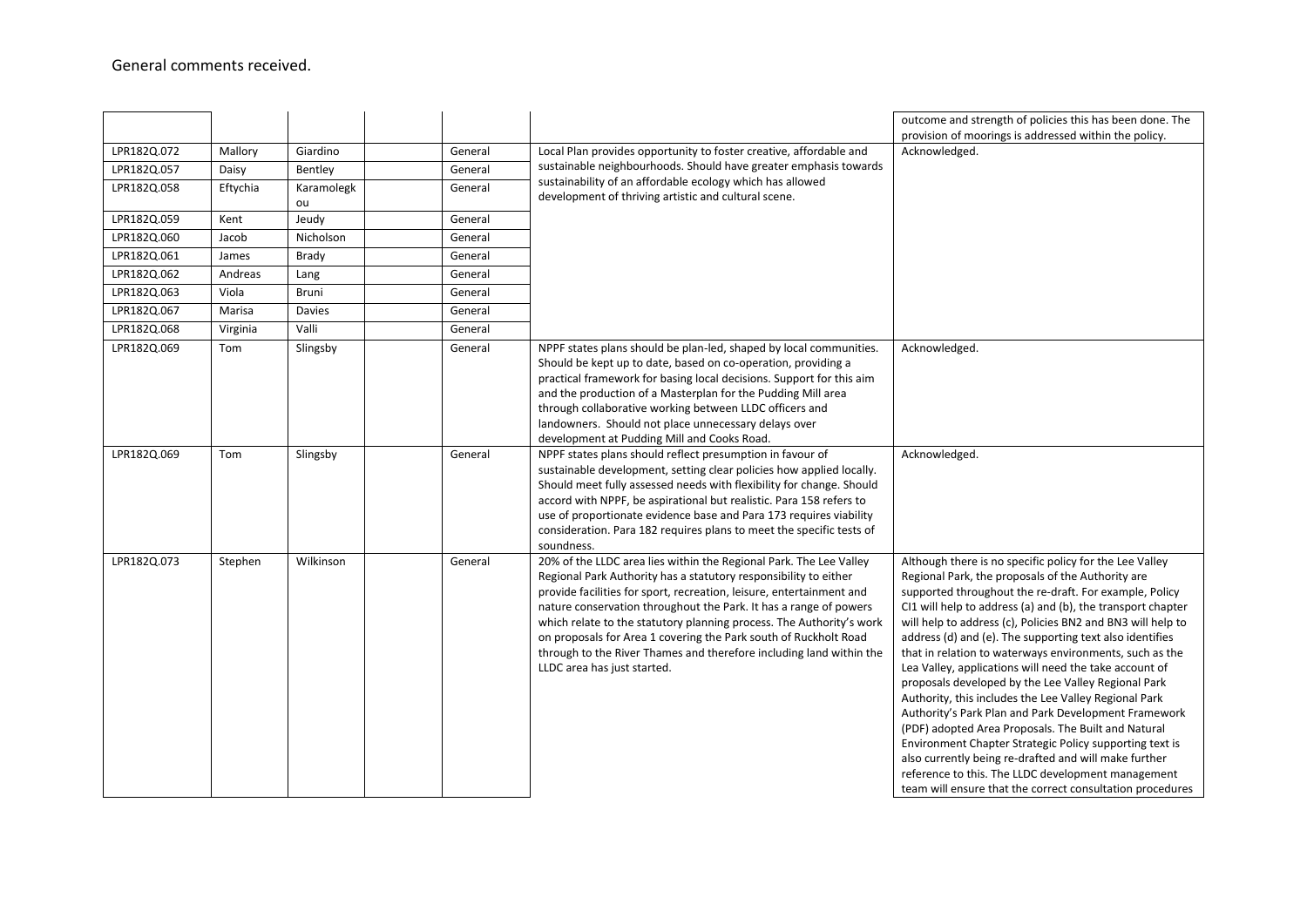General comments received.

| | | | | | | |
|---|---|---|---|---|---|---|
| | | | | | | outcome and strength of policies this has been done. The provision of moorings is addressed within the policy. |
| LPR182Q.072 | Mallory | Giardino | | General | Local Plan provides opportunity to foster creative, affordable and sustainable neighbourhoods. Should have greater emphasis towards sustainability of an affordable ecology which has allowed development of thriving artistic and cultural scene. | Acknowledged. |
| LPR182Q.057 | Daisy | Bentley | | General | | |
| LPR182Q.058 | Eftychia | Karamolegkou | | General | | |
| LPR182Q.059 | Kent | Jeudy | | General | | |
| LPR182Q.060 | Jacob | Nicholson | | General | | |
| LPR182Q.061 | James | Brady | | General | | |
| LPR182Q.062 | Andreas | Lang | | General | | |
| LPR182Q.063 | Viola | Bruni | | General | | |
| LPR182Q.067 | Marisa | Davies | | General | | |
| LPR182Q.068 | Virginia | Valli | | General | | |
| LPR182Q.069 | Tom | Slingsby | | General | NPPF states plans should be plan-led, shaped by local communities. Should be kept up to date, based on co-operation, providing a practical framework for basing local decisions. Support for this aim and the production of a Masterplan for the Pudding Mill area through collaborative working between LLDC officers and landowners. Should not place unnecessary delays over development at Pudding Mill and Cooks Road. | Acknowledged. |
| LPR182Q.069 | Tom | Slingsby | | General | NPPF states plans should reflect presumption in favour of sustainable development, setting clear policies how applied locally. Should meet fully assessed needs with flexibility for change. Should accord with NPPF, be aspirational but realistic. Para 158 refers to use of proportionate evidence base and Para 173 requires viability consideration. Para 182 requires plans to meet the specific tests of soundness. | Acknowledged. |
| LPR182Q.073 | Stephen | Wilkinson | | General | 20% of the LLDC area lies within the Regional Park. The Lee Valley Regional Park Authority has a statutory responsibility to either provide facilities for sport, recreation, leisure, entertainment and nature conservation throughout the Park. It has a range of powers which relate to the statutory planning process. The Authority's work on proposals for Area 1 covering the Park south of Ruckholt Road through to the River Thames and therefore including land within the LLDC area has just started. | Although there is no specific policy for the Lee Valley Regional Park, the proposals of the Authority are supported throughout the re-draft. For example, Policy CI1 will help to address (a) and (b), the transport chapter will help to address (c), Policies BN2 and BN3 will help to address (d) and (e). The supporting text also identifies that in relation to waterways environments, such as the Lea Valley, applications will need the take account of proposals developed by the Lee Valley Regional Park Authority, this includes the Lee Valley Regional Park Authority's Park Plan and Park Development Framework (PDF) adopted Area Proposals. The Built and Natural Environment Chapter Strategic Policy supporting text is also currently being re-drafted and will make further reference to this. The LLDC development management team will ensure that the correct consultation procedures |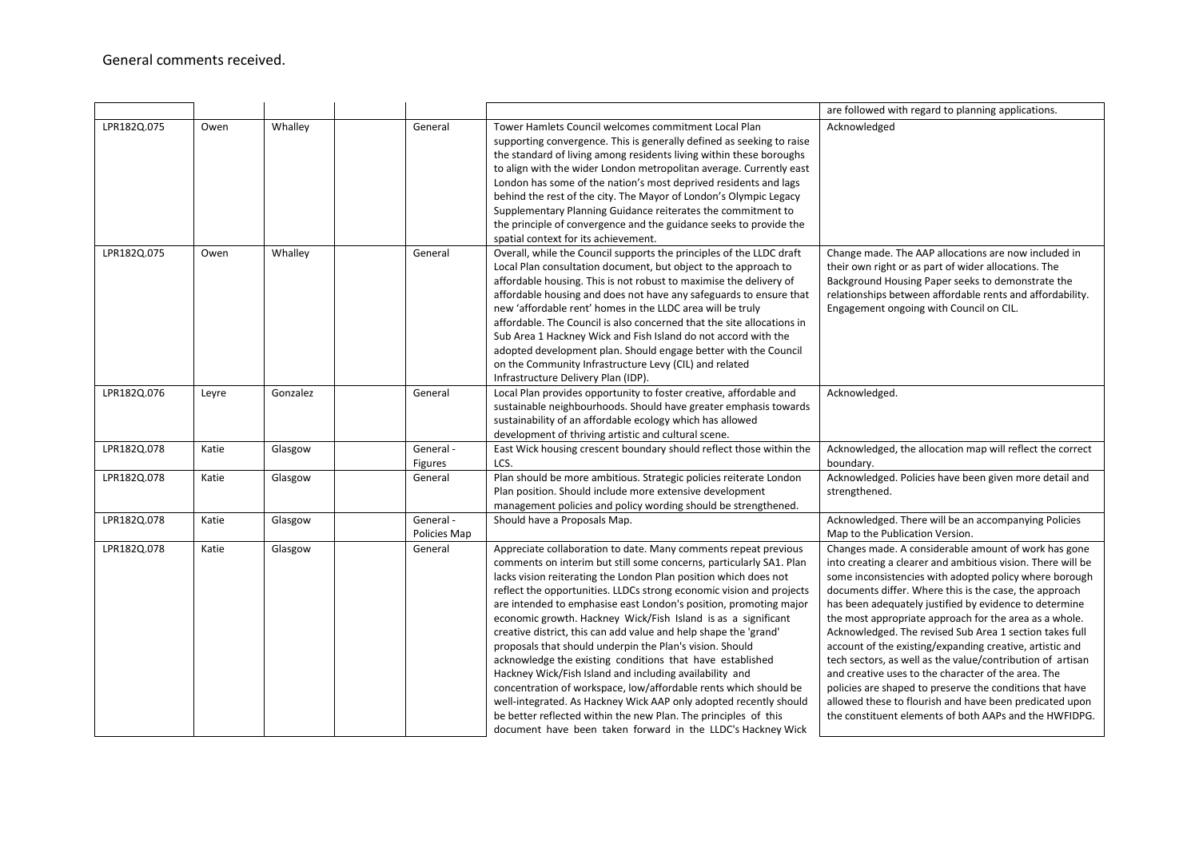General comments received.

| | | | | | | |
|---|---|---|---|---|---|---|
| | | | | | | are followed with regard to planning applications. |
| LPR182Q.075 | Owen | Whalley | | General | Tower Hamlets Council welcomes commitment Local Plan supporting convergence. This is generally defined as seeking to raise the standard of living among residents living within these boroughs to align with the wider London metropolitan average. Currently east London has some of the nation's most deprived residents and lags behind the rest of the city. The Mayor of London's Olympic Legacy Supplementary Planning Guidance reiterates the commitment to the principle of convergence and the guidance seeks to provide the spatial context for its achievement. | Acknowledged |
| LPR182Q.075 | Owen | Whalley | | General | Overall, while the Council supports the principles of the LLDC draft Local Plan consultation document, but object to the approach to affordable housing. This is not robust to maximise the delivery of affordable housing and does not have any safeguards to ensure that new 'affordable rent' homes in the LLDC area will be truly affordable. The Council is also concerned that the site allocations in Sub Area 1 Hackney Wick and Fish Island do not accord with the adopted development plan. Should engage better with the Council on the Community Infrastructure Levy (CIL) and related Infrastructure Delivery Plan (IDP). | Change made. The AAP allocations are now included in their own right or as part of wider allocations. The Background Housing Paper seeks to demonstrate the relationships between affordable rents and affordability. Engagement ongoing with Council on CIL. |
| LPR182Q.076 | Leyre | Gonzalez | | General | Local Plan provides opportunity to foster creative, affordable and sustainable neighbourhoods. Should have greater emphasis towards sustainability of an affordable ecology which has allowed development of thriving artistic and cultural scene. | Acknowledged. |
| LPR182Q.078 | Katie | Glasgow | | General - Figures | East Wick housing crescent boundary should reflect those within the LCS. | Acknowledged, the allocation map will reflect the correct boundary. |
| LPR182Q.078 | Katie | Glasgow | | General | Plan should be more ambitious. Strategic policies reiterate London Plan position. Should include more extensive development management policies and policy wording should be strengthened. | Acknowledged. Policies have been given more detail and strengthened. |
| LPR182Q.078 | Katie | Glasgow | | General - Policies Map | Should have a Proposals Map. | Acknowledged. There will be an accompanying Policies Map to the Publication Version. |
| LPR182Q.078 | Katie | Glasgow | | General | Appreciate collaboration to date. Many comments repeat previous comments on interim but still some concerns, particularly SA1. Plan lacks vision reiterating the London Plan position which does not reflect the opportunities. LLDCs strong economic vision and projects are intended to emphasise east London's position, promoting major economic growth. Hackney Wick/Fish Island is as a significant creative district, this can add value and help shape the 'grand' proposals that should underpin the Plan's vision. Should acknowledge the existing conditions that have established Hackney Wick/Fish Island and including availability and concentration of workspace, low/affordable rents which should be well-integrated. As Hackney Wick AAP only adopted recently should be better reflected within the new Plan. The principles of this document have been taken forward in the LLDC's Hackney Wick | Changes made. A considerable amount of work has gone into creating a clearer and ambitious vision. There will be some inconsistencies with adopted policy where borough documents differ. Where this is the case, the approach has been adequately justified by evidence to determine the most appropriate approach for the area as a whole. Acknowledged. The revised Sub Area 1 section takes full account of the existing/expanding creative, artistic and tech sectors, as well as the value/contribution of artisan and creative uses to the character of the area. The policies are shaped to preserve the conditions that have allowed these to flourish and have been predicated upon the constituent elements of both AAPs and the HWFIDPG. |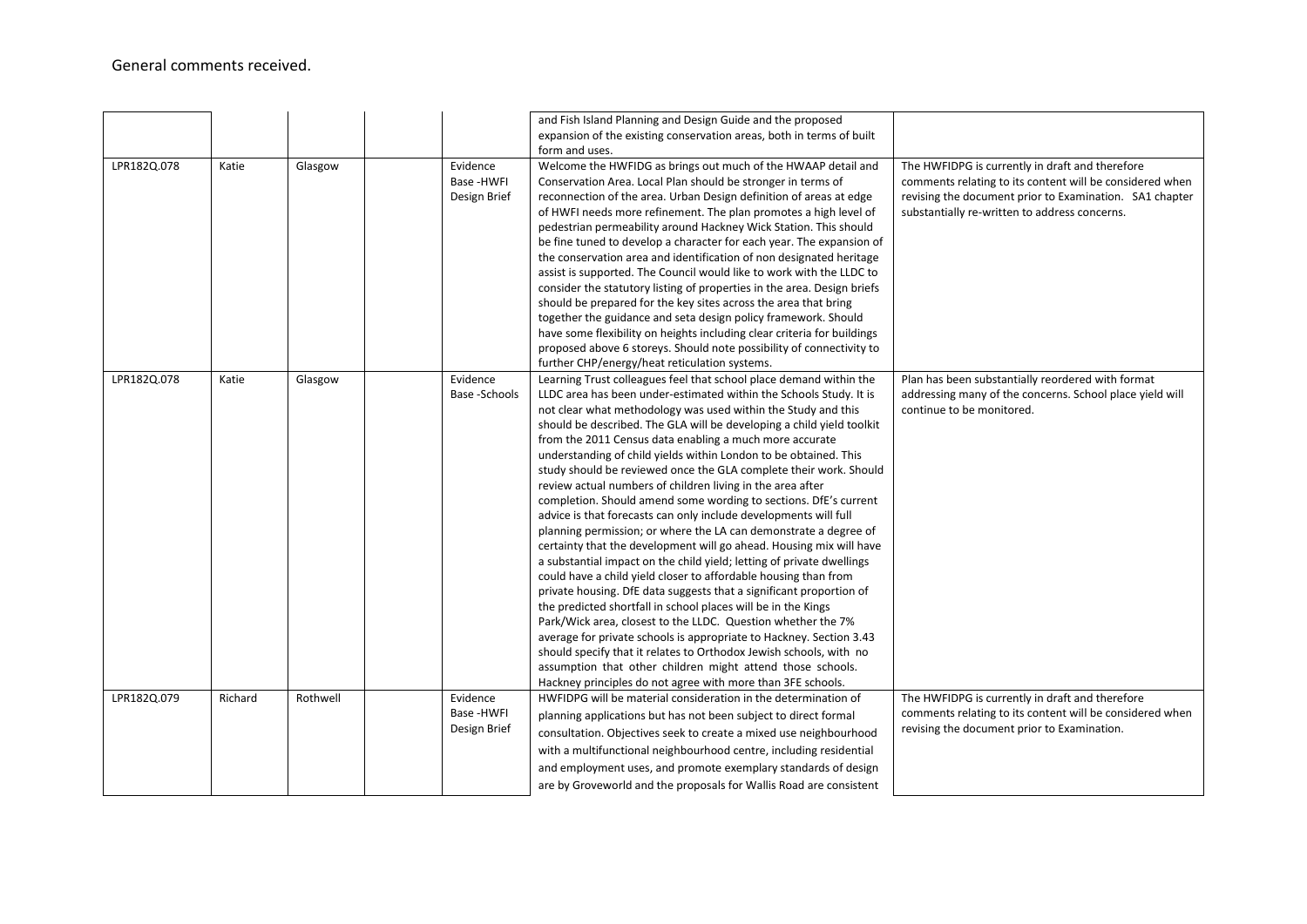General comments received.

| | | | | | | |
|---|---|---|---|---|---|---|
| | | | | | and Fish Island Planning and Design Guide and the proposed expansion of the existing conservation areas, both in terms of built form and uses. | |
| LPR182Q.078 | Katie | Glasgow | | Evidence Base -HWFI Design Brief | Welcome the HWFIDG as brings out much of the HWAAP detail and Conservation Area. Local Plan should be stronger in terms of reconnection of the area. Urban Design definition of areas at edge of HWFI needs more refinement. The plan promotes a high level of pedestrian permeability around Hackney Wick Station. This should be fine tuned to develop a character for each year. The expansion of the conservation area and identification of non designated heritage assist is supported. The Council would like to work with the LLDC to consider the statutory listing of properties in the area. Design briefs should be prepared for the key sites across the area that bring together the guidance and seta design policy framework. Should have some flexibility on heights including clear criteria for buildings proposed above 6 storeys. Should note possibility of connectivity to further CHP/energy/heat reticulation systems. | The HWFIDPG is currently in draft and therefore comments relating to its content will be considered when revising the document prior to Examination. SA1 chapter substantially re-written to address concerns. |
| LPR182Q.078 | Katie | Glasgow | | Evidence Base -Schools | Learning Trust colleagues feel that school place demand within the LLDC area has been under-estimated within the Schools Study. It is not clear what methodology was used within the Study and this should be described. The GLA will be developing a child yield toolkit from the 2011 Census data enabling a much more accurate understanding of child yields within London to be obtained. This study should be reviewed once the GLA complete their work. Should review actual numbers of children living in the area after completion. Should amend some wording to sections. DfE's current advice is that forecasts can only include developments will full planning permission; or where the LA can demonstrate a degree of certainty that the development will go ahead. Housing mix will have a substantial impact on the child yield; letting of private dwellings could have a child yield closer to affordable housing than from private housing. DfE data suggests that a significant proportion of the predicted shortfall in school places will be in the Kings Park/Wick area, closest to the LLDC. Question whether the 7% average for private schools is appropriate to Hackney. Section 3.43 should specify that it relates to Orthodox Jewish schools, with no assumption that other children might attend those schools. Hackney principles do not agree with more than 3FE schools. | Plan has been substantially reordered with format addressing many of the concerns. School place yield will continue to be monitored. |
| LPR182Q.079 | Richard | Rothwell | | Evidence Base -HWFI Design Brief | HWFIDPG will be material consideration in the determination of planning applications but has not been subject to direct formal consultation. Objectives seek to create a mixed use neighbourhood with a multifunctional neighbourhood centre, including residential and employment uses, and promote exemplary standards of design are by Groveworld and the proposals for Wallis Road are consistent | The HWFIDPG is currently in draft and therefore comments relating to its content will be considered when revising the document prior to Examination. |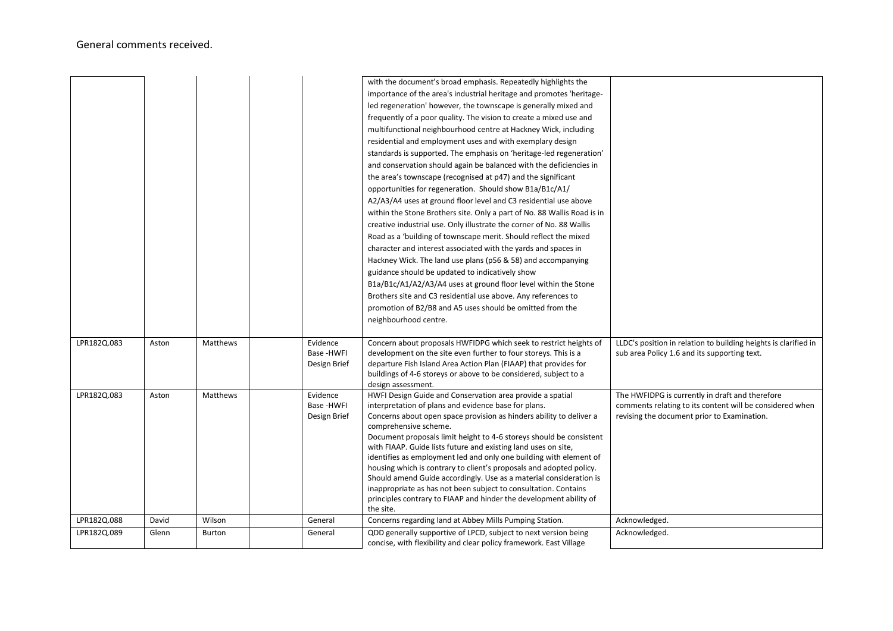General comments received.

| | | | | | | |
|---|---|---|---|---|---|---|
| | | | | | with the document's broad emphasis. Repeatedly highlights the importance of the area's industrial heritage and promotes 'heritage-led regeneration' however, the townscape is generally mixed and frequently of a poor quality. The vision to create a mixed use and multifunctional neighbourhood centre at Hackney Wick, including residential and employment uses and with exemplary design standards is supported. The emphasis on 'heritage-led regeneration' and conservation should again be balanced with the deficiencies in the area's townscape (recognised at p47) and the significant opportunities for regeneration. Should show B1a/B1c/A1/ A2/A3/A4 uses at ground floor level and C3 residential use above within the Stone Brothers site. Only a part of No. 88 Wallis Road is in creative industrial use. Only illustrate the corner of No. 88 Wallis Road as a 'building of townscape merit. Should reflect the mixed character and interest associated with the yards and spaces in Hackney Wick. The land use plans (p56 & 58) and accompanying guidance should be updated to indicatively show B1a/B1c/A1/A2/A3/A4 uses at ground floor level within the Stone Brothers site and C3 residential use above. Any references to promotion of B2/B8 and A5 uses should be omitted from the neighbourhood centre. | |
| LPR182Q.083 | Aston | Matthews | | Evidence Base -HWFI Design Brief | Concern about proposals HWFIDPG which seek to restrict heights of development on the site even further to four storeys. This is a departure Fish Island Area Action Plan (FIAAP) that provides for buildings of 4-6 storeys or above to be considered, subject to a design assessment. | LLDC's position in relation to building heights is clarified in sub area Policy 1.6 and its supporting text. |
| LPR182Q.083 | Aston | Matthews | | Evidence Base -HWFI Design Brief | HWFI Design Guide and Conservation area provide a spatial interpretation of plans and evidence base for plans. Concerns about open space provision as hinders ability to deliver a comprehensive scheme. Document proposals limit height to 4-6 storeys should be consistent with FIAAP. Guide lists future and existing land uses on site, identifies as employment led and only one building with element of housing which is contrary to client's proposals and adopted policy. Should amend Guide accordingly. Use as a material consideration is inappropriate as has not been subject to consultation. Contains principles contrary to FIAAP and hinder the development ability of the site. | The HWFIDPG is currently in draft and therefore comments relating to its content will be considered when revising the document prior to Examination. |
| LPR182Q.088 | David | Wilson | | General | Concerns regarding land at Abbey Mills Pumping Station. | Acknowledged. |
| LPR182Q.089 | Glenn | Burton | | General | QDD generally supportive of LPCD, subject to next version being concise, with flexibility and clear policy framework. East Village | Acknowledged. |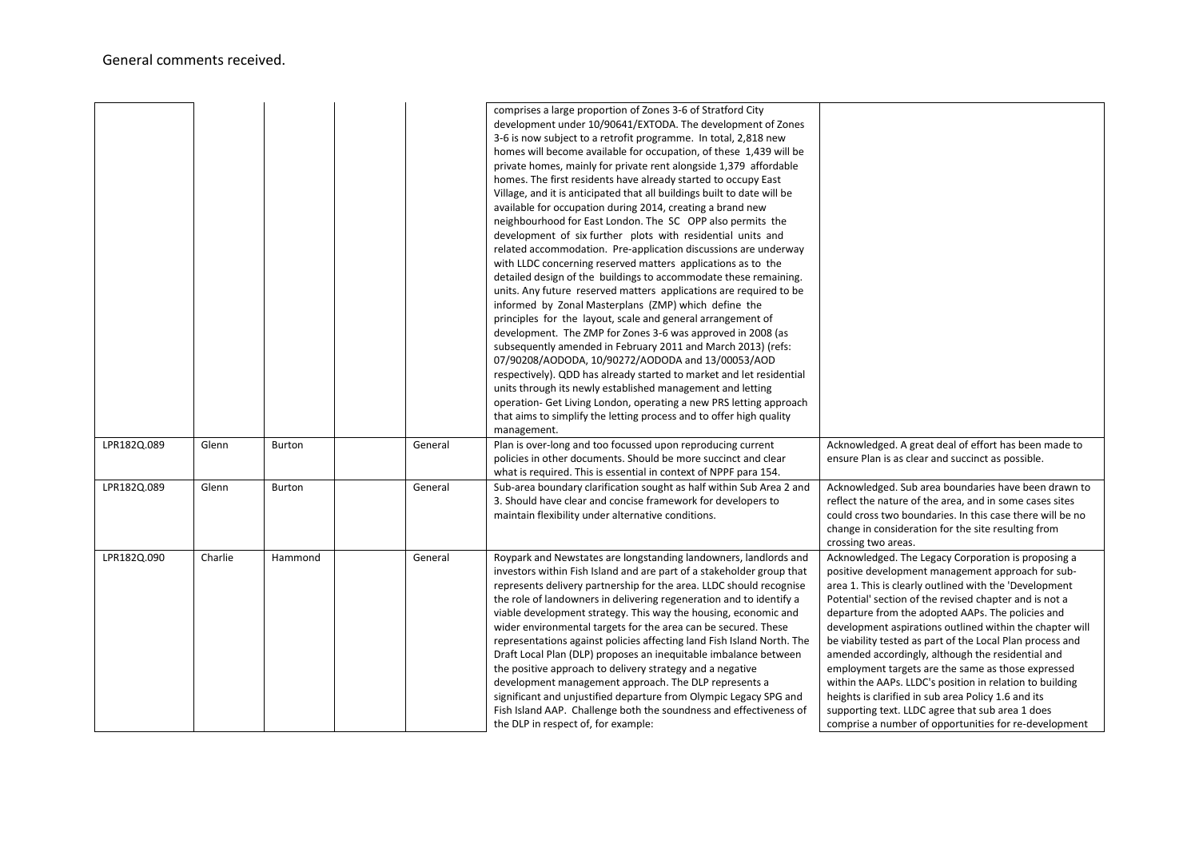General comments received.

| | | | | | | |
|---|---|---|---|---|---|---|
| | | | | | comprises a large proportion of Zones 3-6 of Stratford City development under 10/90641/EXTODA. The development of Zones 3-6 is now subject to a retrofit programme. In total, 2,818 new homes will become available for occupation, of these 1,439 will be private homes, mainly for private rent alongside 1,379 affordable homes. The first residents have already started to occupy East Village, and it is anticipated that all buildings built to date will be available for occupation during 2014, creating a brand new neighbourhood for East London. The SC OPP also permits the development of six further plots with residential units and related accommodation. Pre-application discussions are underway with LLDC concerning reserved matters applications as to the detailed design of the buildings to accommodate these remaining. units. Any future reserved matters applications are required to be informed by Zonal Masterplans (ZMP) which define the principles for the layout, scale and general arrangement of development. The ZMP for Zones 3-6 was approved in 2008 (as subsequently amended in February 2011 and March 2013) (refs: 07/90208/AODODA, 10/90272/AODODA and 13/00053/AOD respectively). QDD has already started to market and let residential units through its newly established management and letting operation- Get Living London, operating a new PRS letting approach that aims to simplify the letting process and to offer high quality management. | |
| LPR182Q.089 | Glenn | Burton | | General | Plan is over-long and too focussed upon reproducing current policies in other documents. Should be more succinct and clear what is required. This is essential in context of NPPF para 154. | Acknowledged. A great deal of effort has been made to ensure Plan is as clear and succinct as possible. |
| LPR182Q.089 | Glenn | Burton | | General | Sub-area boundary clarification sought as half within Sub Area 2 and 3. Should have clear and concise framework for developers to maintain flexibility under alternative conditions. | Acknowledged. Sub area boundaries have been drawn to reflect the nature of the area, and in some cases sites could cross two boundaries. In this case there will be no change in consideration for the site resulting from crossing two areas. |
| LPR182Q.090 | Charlie | Hammond | | General | Roypark and Newstates are longstanding landowners, landlords and investors within Fish Island and are part of a stakeholder group that represents delivery partnership for the area. LLDC should recognise the role of landowners in delivering regeneration and to identify a viable development strategy. This way the housing, economic and wider environmental targets for the area can be secured. These representations against policies affecting land Fish Island North. The Draft Local Plan (DLP) proposes an inequitable imbalance between the positive approach to delivery strategy and a negative development management approach. The DLP represents a significant and unjustified departure from Olympic Legacy SPG and Fish Island AAP. Challenge both the soundness and effectiveness of the DLP in respect of, for example: | Acknowledged. The Legacy Corporation is proposing a positive development management approach for sub-area 1. This is clearly outlined with the 'Development Potential' section of the revised chapter and is not a departure from the adopted AAPs. The policies and development aspirations outlined within the chapter will be viability tested as part of the Local Plan process and amended accordingly, although the residential and employment targets are the same as those expressed within the AAPs. LLDC's position in relation to building heights is clarified in sub area Policy 1.6 and its supporting text. LLDC agree that sub area 1 does comprise a number of opportunities for re-development |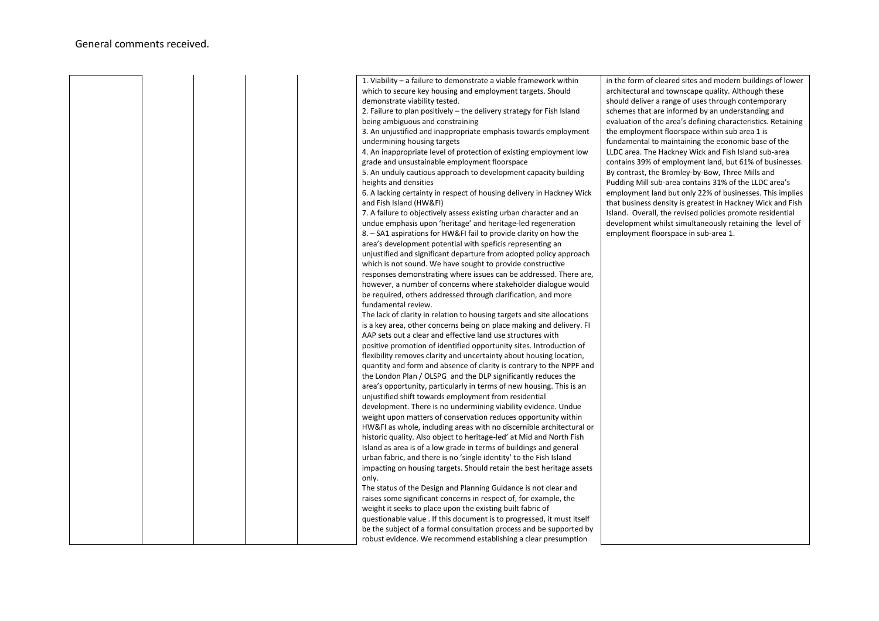General comments received.

| | | | | | | |
|---|---|---|---|---|---|---|
| | | | | | 1. Viability – a failure to demonstrate a viable framework within which to secure key housing and employment targets. Should demonstrate viability tested.<br>2. Failure to plan positively – the delivery strategy for Fish Island being ambiguous and constraining<br>3. An unjustified and inappropriate emphasis towards employment undermining housing targets<br>4. An inappropriate level of protection of existing employment low grade and unsustainable employment floorspace<br>5. An unduly cautious approach to development capacity building heights and densities<br>6. A lacking certainty in respect of housing delivery in Hackney Wick and Fish Island (HW&FI)<br>7. A failure to objectively assess existing urban character and an undue emphasis upon 'heritage' and heritage-led regeneration<br>8. – SA1 aspirations for HW&FI fail to provide clarity on how the area's development potential with speficis representing an unjustified and significant departure from adopted policy approach which is not sound. We have sought to provide constructive responses demonstrating where issues can be addressed. There are, however, a number of concerns where stakeholder dialogue would be required, others addressed through clarification, and more fundamental review.<br>The lack of clarity in relation to housing targets and site allocations is a key area, other concerns being on place making and delivery. FI AAP sets out a clear and effective land use structures with positive promotion of identified opportunity sites. Introduction of flexibility removes clarity and uncertainty about housing location, quantity and form and absence of clarity is contrary to the NPPF and the London Plan / OLSPG and the DLP significantly reduces the area's opportunity, particularly in terms of new housing. This is an unjustified shift towards employment from residential development. There is no undermining viability evidence. Undue weight upon matters of conservation reduces opportunity within HW&FI as whole, including areas with no discernible architectural or historic quality. Also object to heritage-led' at Mid and North Fish Island as area is of a low grade in terms of buildings and general urban fabric, and there is no 'single identity' to the Fish Island impacting on housing targets. Should retain the best heritage assets only.<br>The status of the Design and Planning Guidance is not clear and raises some significant concerns in respect of, for example, the weight it seeks to place upon the existing built fabric of questionable value . If this document is to progressed, it must itself be the subject of a formal consultation process and be supported by robust evidence. We recommend establishing a clear presumption | in the form of cleared sites and modern buildings of lower architectural and townscape quality. Although these should deliver a range of uses through contemporary schemes that are informed by an understanding and evaluation of the area's defining characteristics. Retaining the employment floorspace within sub area 1 is fundamental to maintaining the economic base of the LLDC area. The Hackney Wick and Fish Island sub-area contains 39% of employment land, but 61% of businesses. By contrast, the Bromley-by-Bow, Three Mills and Pudding Mill sub-area contains 31% of the LLDC area's employment land but only 22% of businesses. This implies that business density is greatest in Hackney Wick and Fish Island. Overall, the revised policies promote residential development whilst simultaneously retaining the level of employment floorspace in sub-area 1. |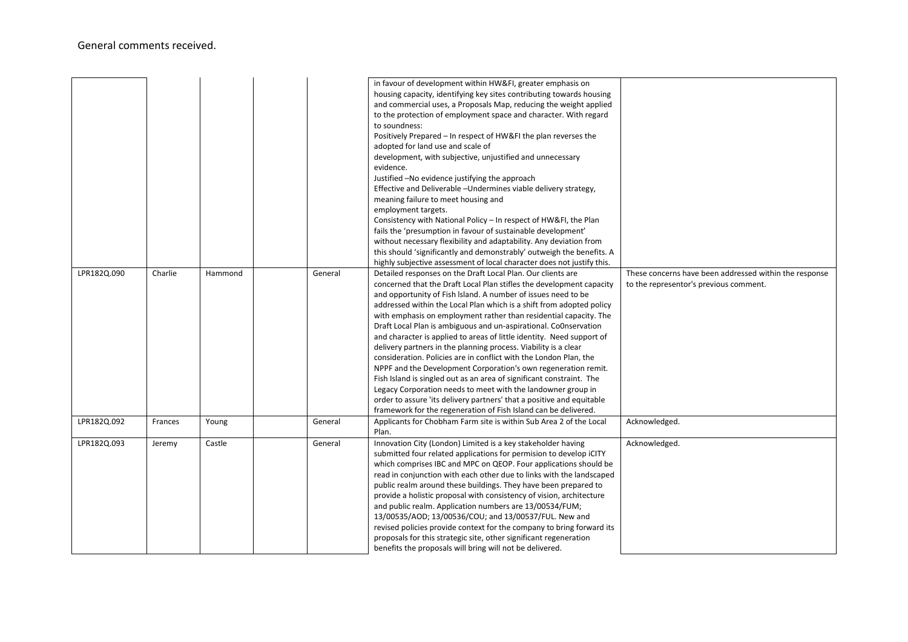General comments received.

| | | | | | | |
|---|---|---|---|---|---|---|
| | | | | | in favour of development within HW&FI, greater emphasis on housing capacity, identifying key sites contributing towards housing and commercial uses, a Proposals Map, reducing the weight applied to the protection of employment space and character. With regard to soundness:<br>Positively Prepared – In respect of HW&FI the plan reverses the adopted for land use and scale of development, with subjective, unjustified and unnecessary evidence.<br>Justified –No evidence justifying the approach<br>Effective and Deliverable –Undermines viable delivery strategy, meaning failure to meet housing and employment targets.<br>Consistency with National Policy – In respect of HW&FI, the Plan fails the 'presumption in favour of sustainable development' without necessary flexibility and adaptability. Any deviation from this should 'significantly and demonstrably' outweigh the benefits. A highly subjective assessment of local character does not justify this. | |
| LPR182Q.090 | Charlie | Hammond | | General | Detailed responses on the Draft Local Plan. Our clients are concerned that the Draft Local Plan stifles the development capacity and opportunity of Fish Island. A number of issues need to be addressed within the Local Plan which is a shift from adopted policy with emphasis on employment rather than residential capacity. The Draft Local Plan is ambiguous and un-aspirational. Co0nservation and character is applied to areas of little identity. Need support of delivery partners in the planning process. Viability is a clear consideration. Policies are in conflict with the London Plan, the NPPF and the Development Corporation's own regeneration remit. Fish Island is singled out as an area of significant constraint. The Legacy Corporation needs to meet with the landowner group in order to assure 'its delivery partners' that a positive and equitable framework for the regeneration of Fish Island can be delivered. | These concerns have been addressed within the response to the representor's previous comment. |
| LPR182Q.092 | Frances | Young | | General | Applicants for Chobham Farm site is within Sub Area 2 of the Local Plan. | Acknowledged. |
| LPR182Q.093 | Jeremy | Castle | | General | Innovation City (London) Limited is a key stakeholder having submitted four related applications for permision to develop iCITY which comprises IBC and MPC on QEOP. Four applications should be read in conjunction with each other due to links with the landscaped public realm around these buildings. They have been prepared to provide a holistic proposal with consistency of vision, architecture and public realm. Application numbers are 13/00534/FUM; 13/00535/AOD; 13/00536/COU; and 13/00537/FUL. New and revised policies provide context for the company to bring forward its proposals for this strategic site, other significant regeneration benefits the proposals will bring will not be delivered. | Acknowledged. |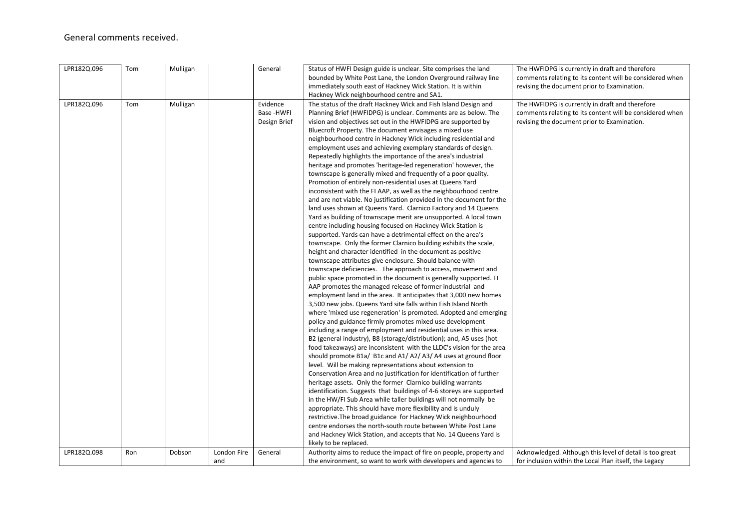General comments received.

| | | | | | | |
|---|---|---|---|---|---|---|
| LPR182Q.096 | Tom | Mulligan | | General | Status of HWFI Design guide is unclear. Site comprises the land bounded by White Post Lane, the London Overground railway line immediately south east of Hackney Wick Station. It is within Hackney Wick neighbourhood centre and SA1. | The HWFIDPG is currently in draft and therefore comments relating to its content will be considered when revising the document prior to Examination. |
| LPR182Q.096 | Tom | Mulligan | | Evidence Base -HWFI Design Brief | The status of the draft Hackney Wick and Fish Island Design and Planning Brief (HWFIDPG) is unclear. Comments are as below. The vision and objectives set out in the HWFIDPG are supported by Bluecroft Property. The document envisages a mixed use neighbourhood centre in Hackney Wick including residential and employment uses and achieving exemplary standards of design. Repeatedly highlights the importance of the area's industrial heritage and promotes 'heritage-led regeneration' however, the townscape is generally mixed and frequently of a poor quality. Promotion of entirely non-residential uses at Queens Yard inconsistent with the FI AAP, as well as the neighbourhood centre and are not viable. No justification provided in the document for the land uses shown at Queens Yard. Clarnico Factory and 14 Queens Yard as building of townscape merit are unsupported. A local town centre including housing focused on Hackney Wick Station is supported. Yards can have a detrimental effect on the area's townscape. Only the former Clarnico building exhibits the scale, height and character identified in the document as positive townscape attributes give enclosure. Should balance with townscape deficiencies. The approach to access, movement and public space promoted in the document is generally supported. FI AAP promotes the managed release of former industrial and employment land in the area. It anticipates that 3,000 new homes 3,500 new jobs. Queens Yard site falls within Fish Island North where 'mixed use regeneration' is promoted. Adopted and emerging policy and guidance firmly promotes mixed use development including a range of employment and residential uses in this area. B2 (general industry), B8 (storage/distribution); and, A5 uses (hot food takeaways) are inconsistent with the LLDC's vision for the area should promote B1a/ B1c and A1/ A2/ A3/ A4 uses at ground floor level. Will be making representations about extension to Conservation Area and no justification for identification of further heritage assets. Only the former Clarnico building warrants identification. Suggests that buildings of 4-6 storeys are supported in the HW/FI Sub Area while taller buildings will not normally be appropriate. This should have more flexibility and is unduly restrictive.The broad guidance for Hackney Wick neighbourhood centre endorses the north-south route between White Post Lane and Hackney Wick Station, and accepts that No. 14 Queens Yard is likely to be replaced. | The HWFIDPG is currently in draft and therefore comments relating to its content will be considered when revising the document prior to Examination. |
| LPR182Q.098 | Ron | Dobson | London Fire and | General | Authority aims to reduce the impact of fire on people, property and the environment, so want to work with developers and agencies to | Acknowledged. Although this level of detail is too great for inclusion within the Local Plan itself, the Legacy |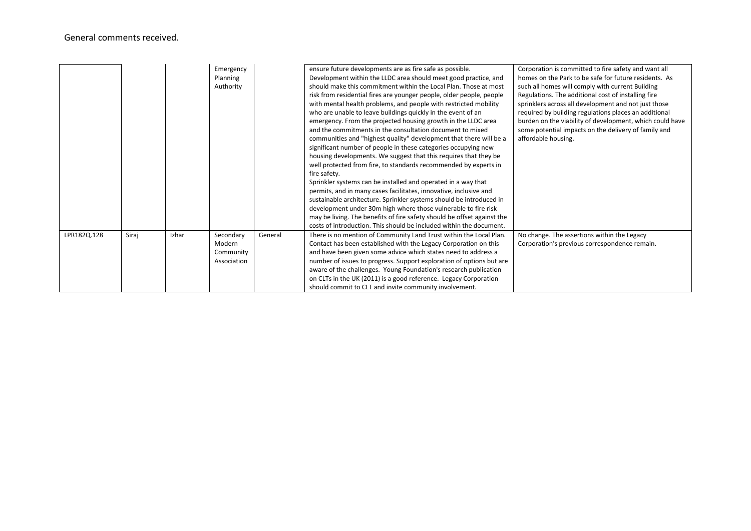General comments received.

| | | | | | | |
|---|---|---|---|---|---|---|
| | | | Emergency Planning Authority | | ensure future developments are as fire safe as possible. Development within the LLDC area should meet good practice, and should make this commitment within the Local Plan. Those at most risk from residential fires are younger people, older people, people with mental health problems, and people with restricted mobility who are unable to leave buildings quickly in the event of an emergency. From the projected housing growth in the LLDC area and the commitments in the consultation document to mixed communities and "highest quality" development that there will be a significant number of people in these categories occupying new housing developments. We suggest that this requires that they be well protected from fire, to standards recommended by experts in fire safety.<br>Sprinkler systems can be installed and operated in a way that permits, and in many cases facilitates, innovative, inclusive and sustainable architecture. Sprinkler systems should be introduced in development under 30m high where those vulnerable to fire risk may be living. The benefits of fire safety should be offset against the costs of introduction. This should be included within the document. | Corporation is committed to fire safety and want all homes on the Park to be safe for future residents. As such all homes will comply with current Building Regulations. The additional cost of installing fire sprinklers across all development and not just those required by building regulations places an additional burden on the viability of development, which could have some potential impacts on the delivery of family and affordable housing. |
| LPR182Q.128 | Siraj | Izhar | Secondary Modern Community Association | General | There is no mention of Community Land Trust within the Local Plan. Contact has been established with the Legacy Corporation on this and have been given some advice which states need to address a number of issues to progress. Support exploration of options but are aware of the challenges. Young Foundation's research publication on CLTs in the UK (2011) is a good reference. Legacy Corporation should commit to CLT and invite community involvement. | No change. The assertions within the Legacy Corporation's previous correspondence remain. |